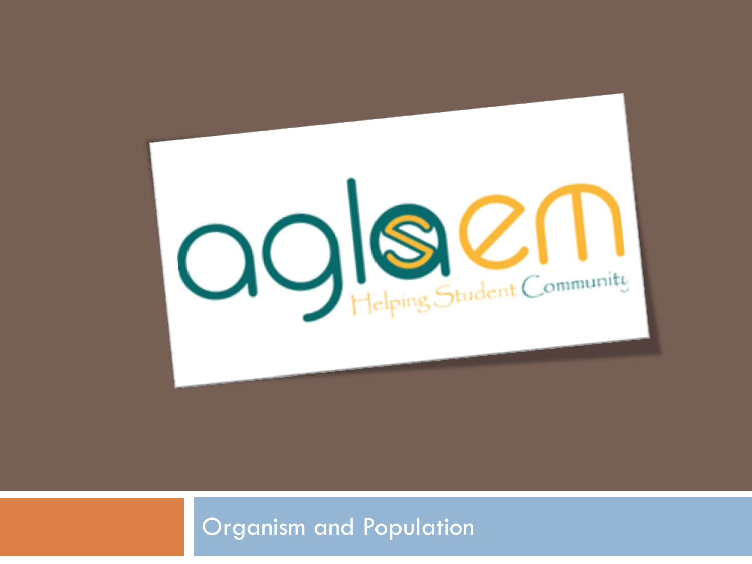# Organism and Population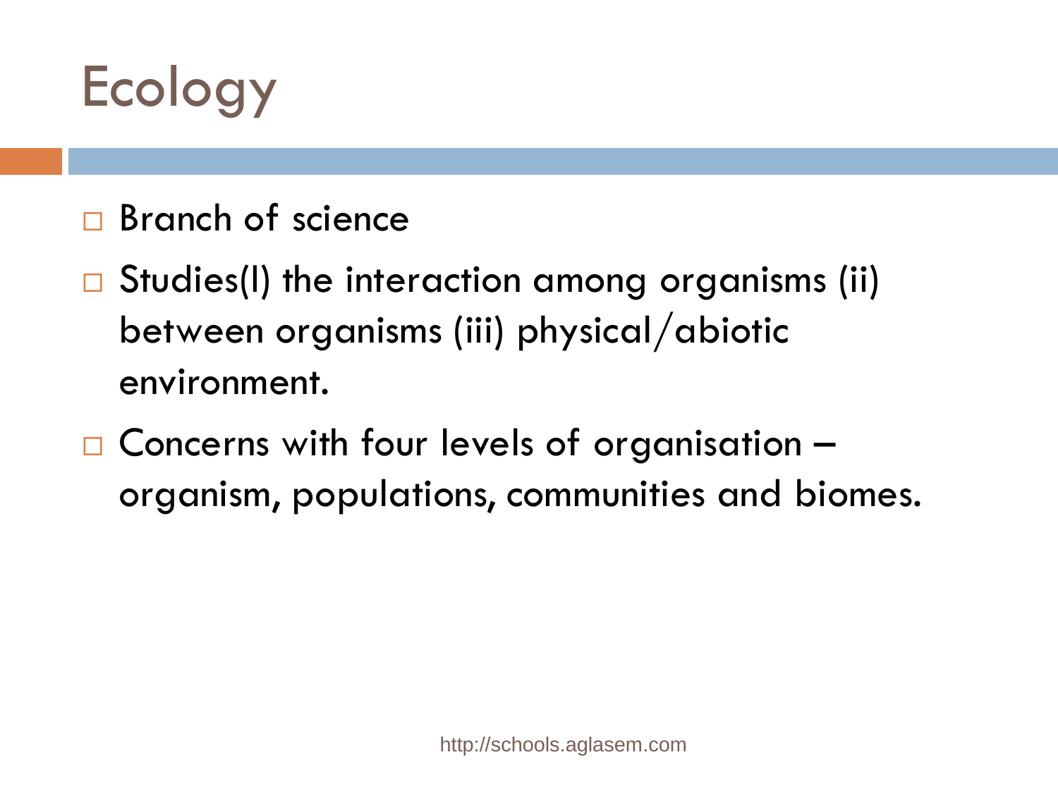# Ecology

- Branch of science
- Studies(I) the interaction among organisms (ii) between organisms (iii) physical/abiotic environment.
- Concerns with four levels of organisation – organism, populations, communities and biomes.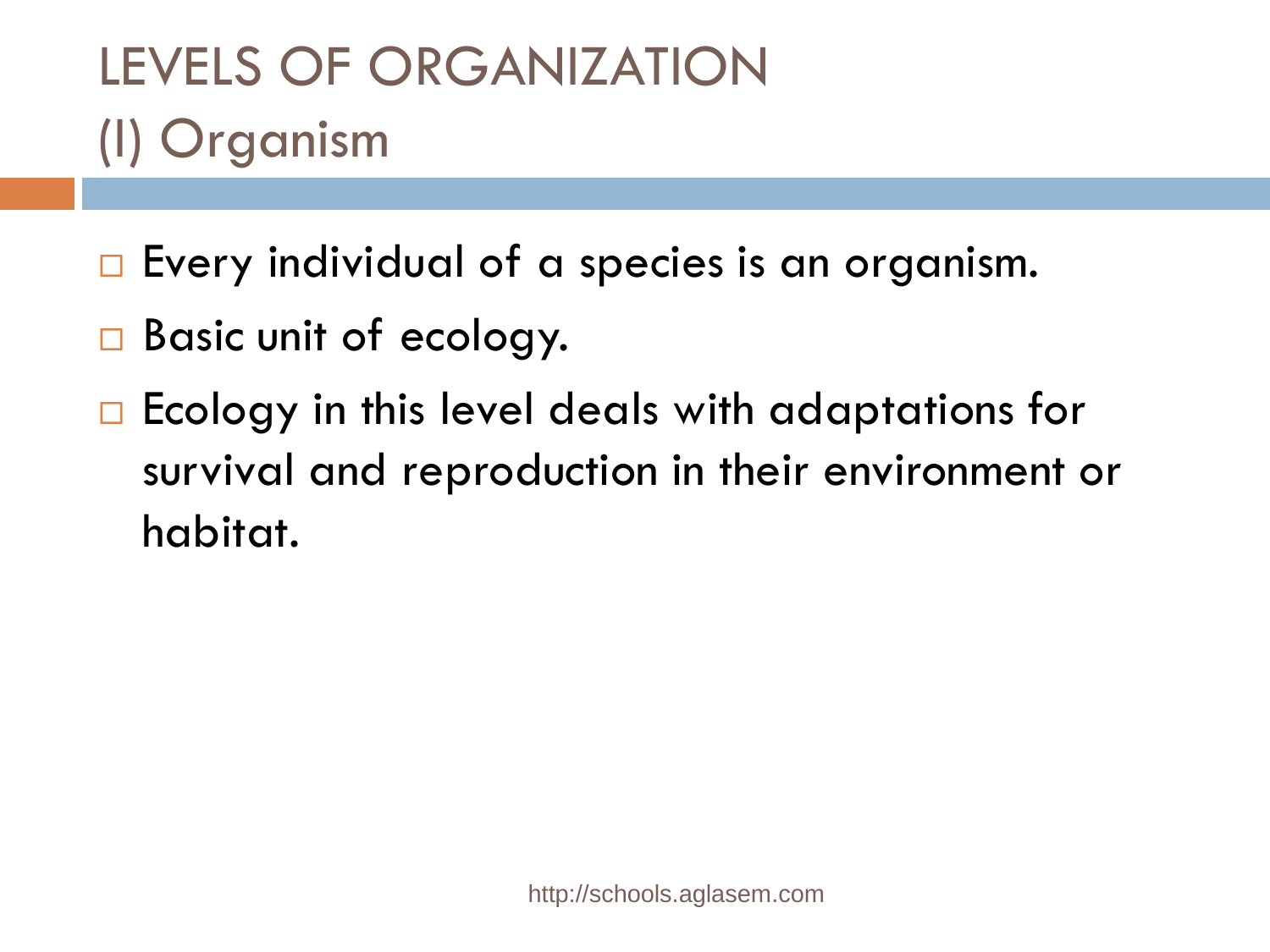# LEVELS OF ORGANIZATION
## (I) Organism

- Every individual of a species is an organism.
- Basic unit of ecology.
- Ecology in this level deals with adaptations for survival and reproduction in their environment or habitat.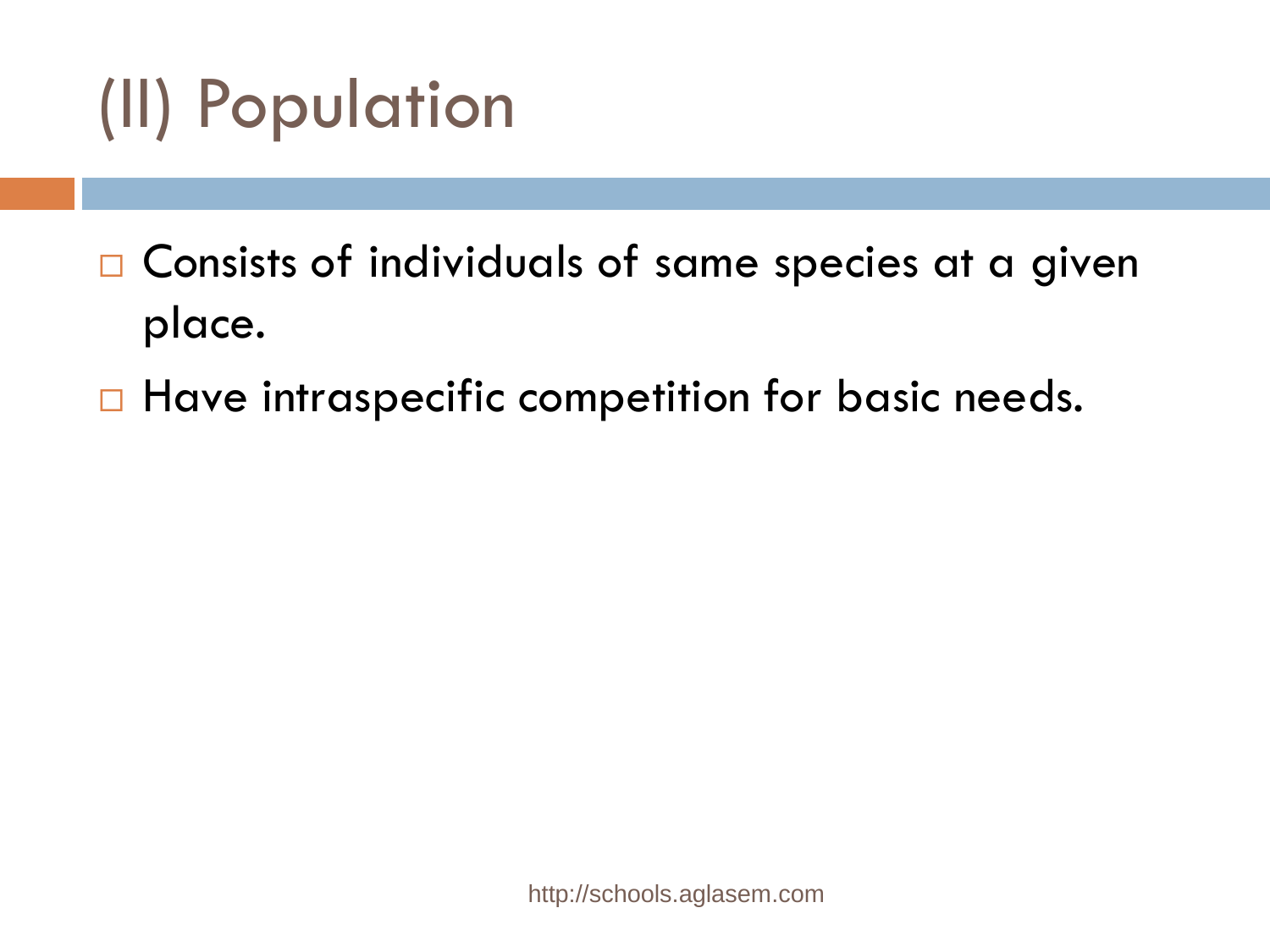# (II) Population

- Consists of individuals of same species at a given place.
- Have intraspecific competition for basic needs.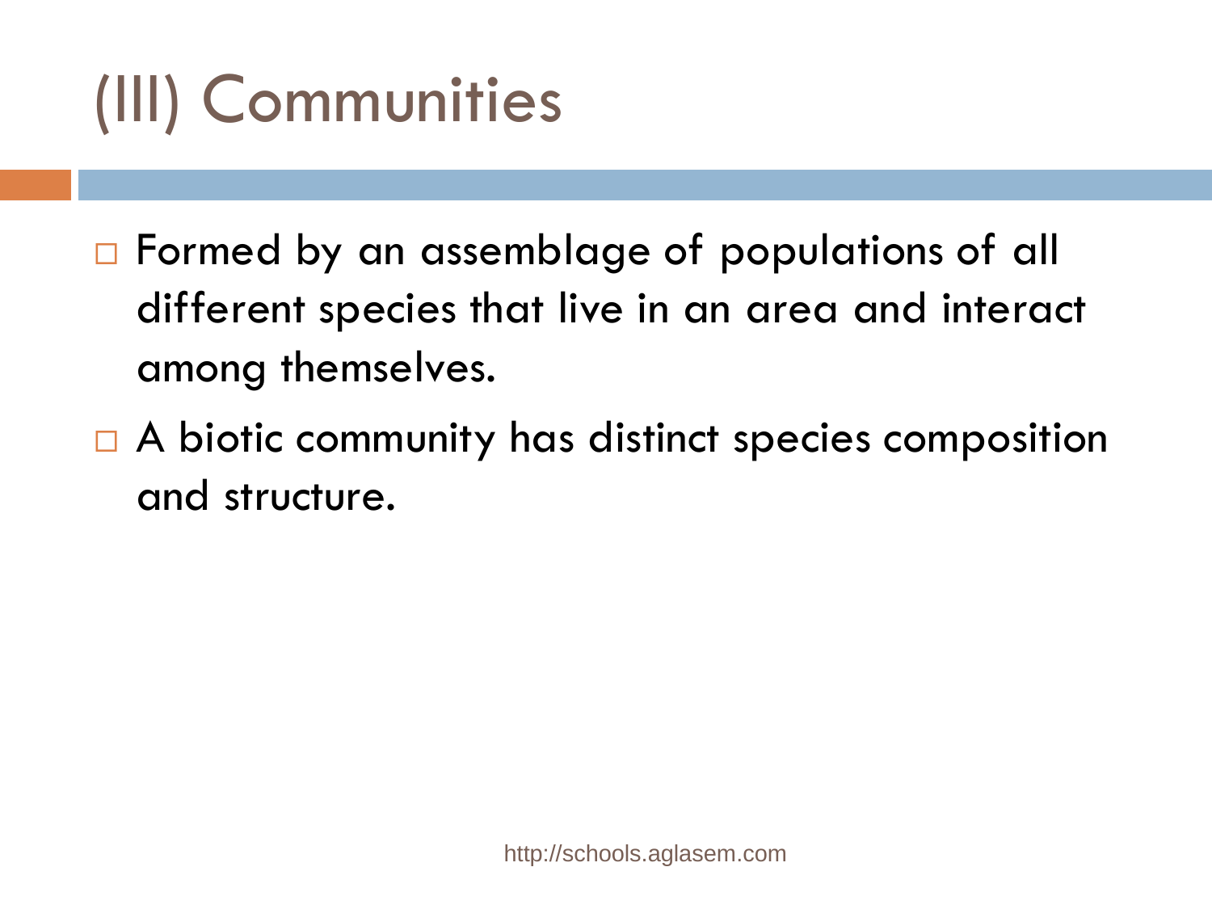# (III) Communities

- Formed by an assemblage of populations of all different species that live in an area and interact among themselves.
- A biotic community has distinct species composition and structure.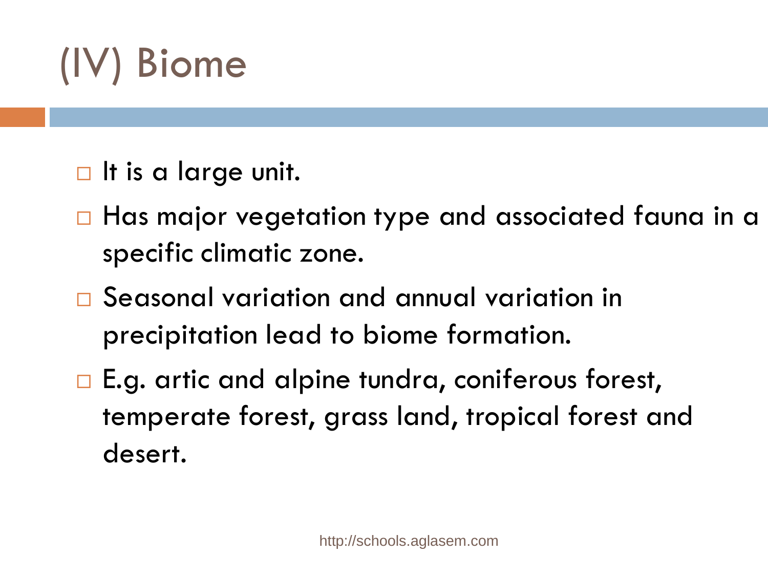# (IV) Biome

- It is a large unit.
- Has major vegetation type and associated fauna in a specific climatic zone.
- Seasonal variation and annual variation in precipitation lead to biome formation.
- E.g. artic and alpine tundra, coniferous forest, temperate forest, grass land, tropical forest and desert.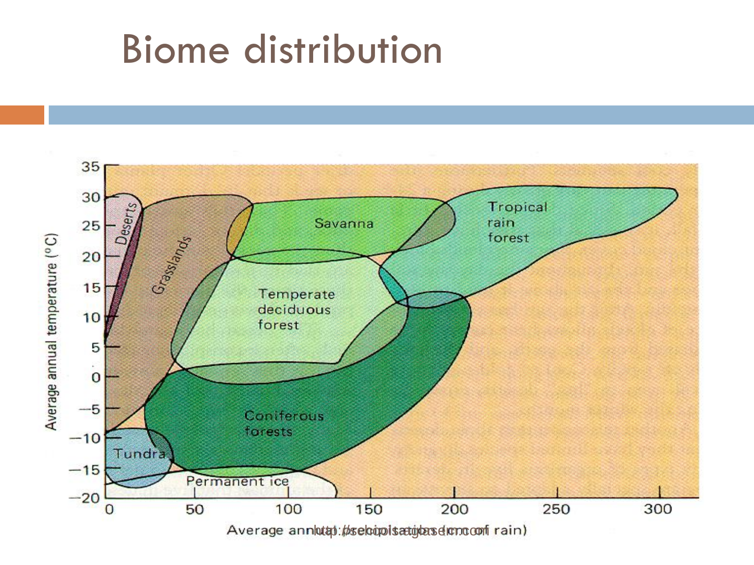# Biome distribution

Average annual temperature (°C)

Deserts

Grasslands

Savanna

Tropical rain forest

Temperate deciduous forest

Coniferous forests

Tundra

Permanent ice

Average annual precipitation (cm of rain)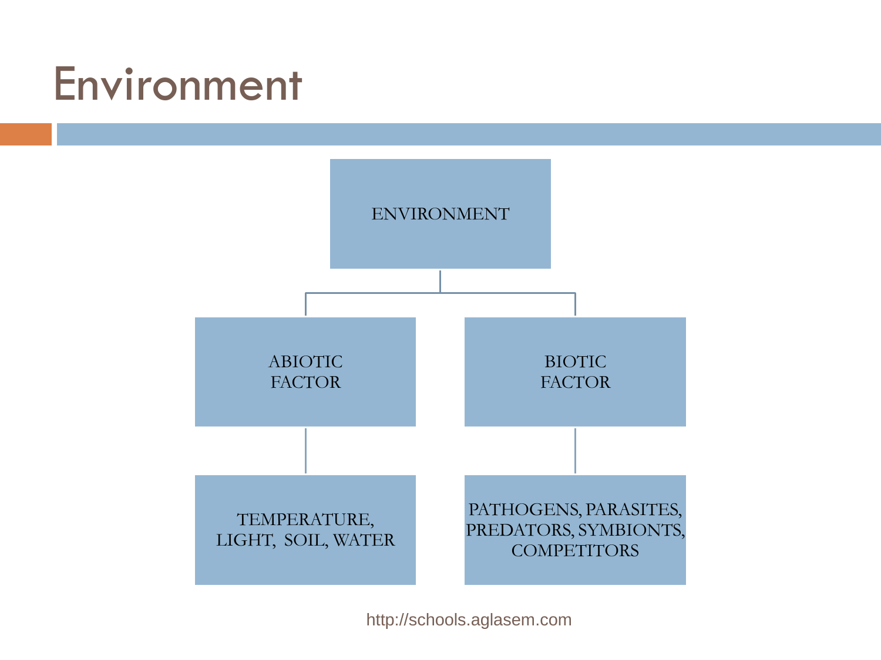# Environment

- ENVIRONMENT
  - ABIOTIC FACTOR
    - TEMPERATURE, LIGHT, SOIL, WATER
  - BIOTIC FACTOR
    - PATHOGENS, PARASITES, PREDATORS, SYMBIONTS, COMPETITORS

http://schools.aglasem.com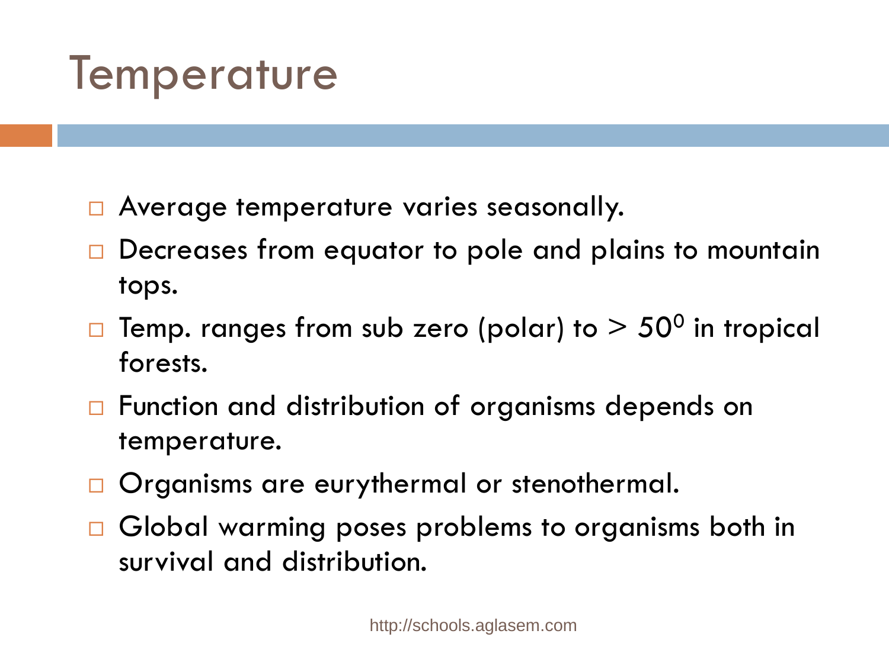# Temperature

- Average temperature varies seasonally.
- Decreases from equator to pole and plains to mountain tops.
- Temp. ranges from sub zero (polar) to > $50^0$ in tropical forests.
- Function and distribution of organisms depends on temperature.
- Organisms are eurythermal or stenothermal.
- Global warming poses problems to organisms both in survival and distribution.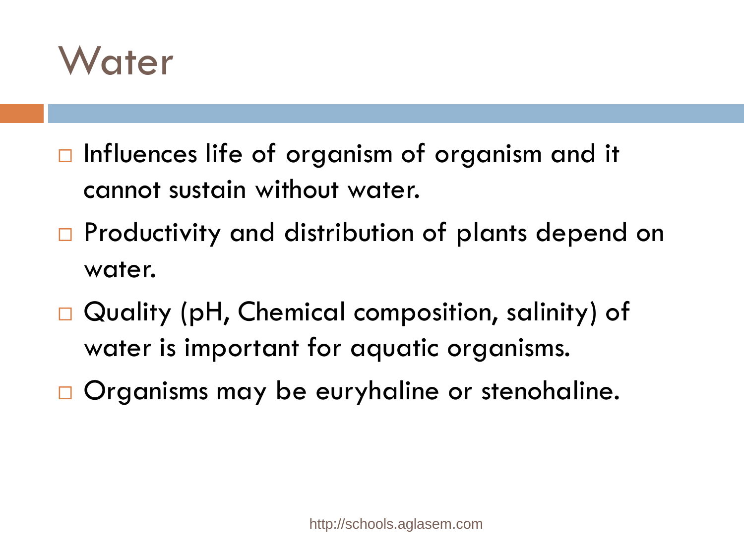# Water

- Influences life of organism of organism and it cannot sustain without water.
- Productivity and distribution of plants depend on water.
- Quality (pH, Chemical composition, salinity) of water is important for aquatic organisms.
- Organisms may be euryhaline or stenohaline.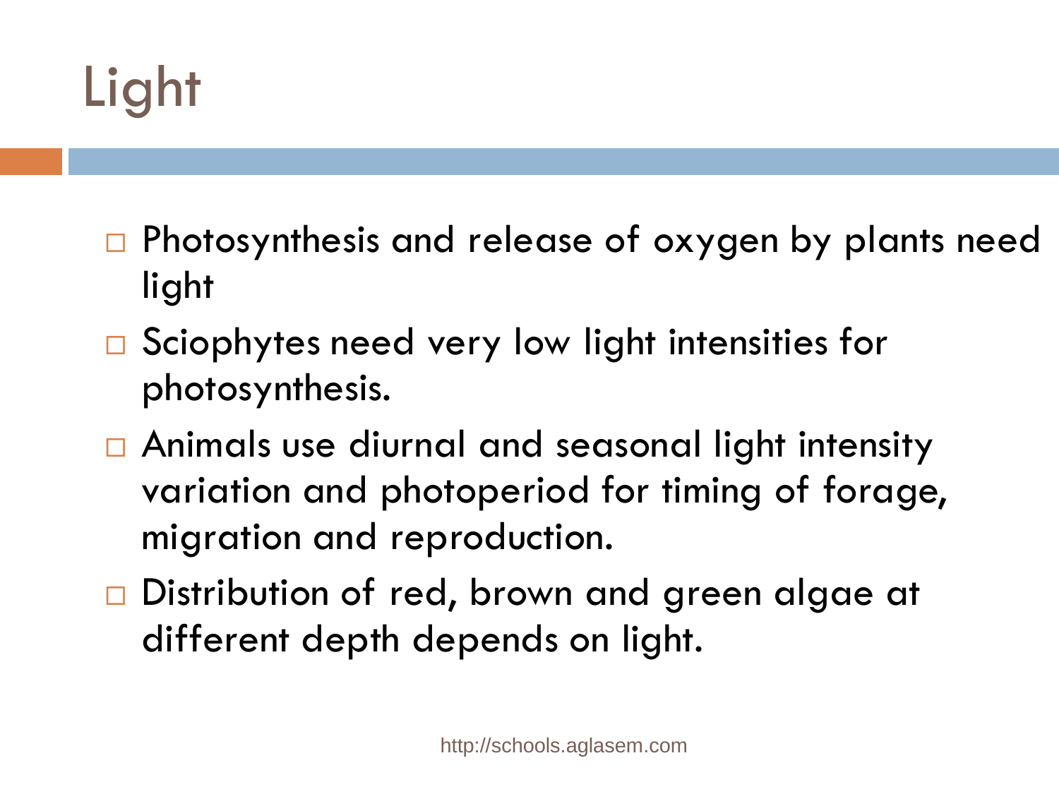# Light

- Photosynthesis and release of oxygen by plants need light
- Sciophytes need very low light intensities for photosynthesis.
- Animals use diurnal and seasonal light intensity variation and photoperiod for timing of forage, migration and reproduction.
- Distribution of red, brown and green algae at different depth depends on light.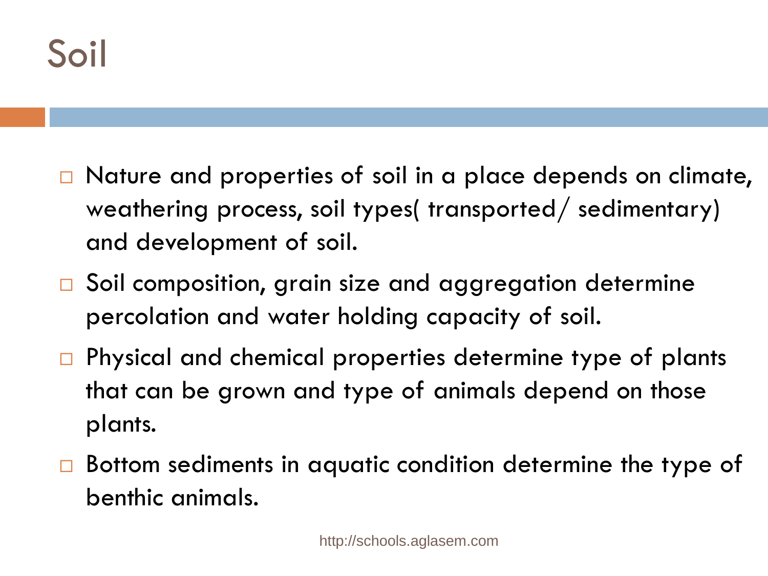# Soil

- Nature and properties of soil in a place depends on climate, weathering process, soil types( transported/ sedimentary) and development of soil.
- Soil composition, grain size and aggregation determine percolation and water holding capacity of soil.
- Physical and chemical properties determine type of plants that can be grown and type of animals depend on those plants.
- Bottom sediments in aquatic condition determine the type of benthic animals.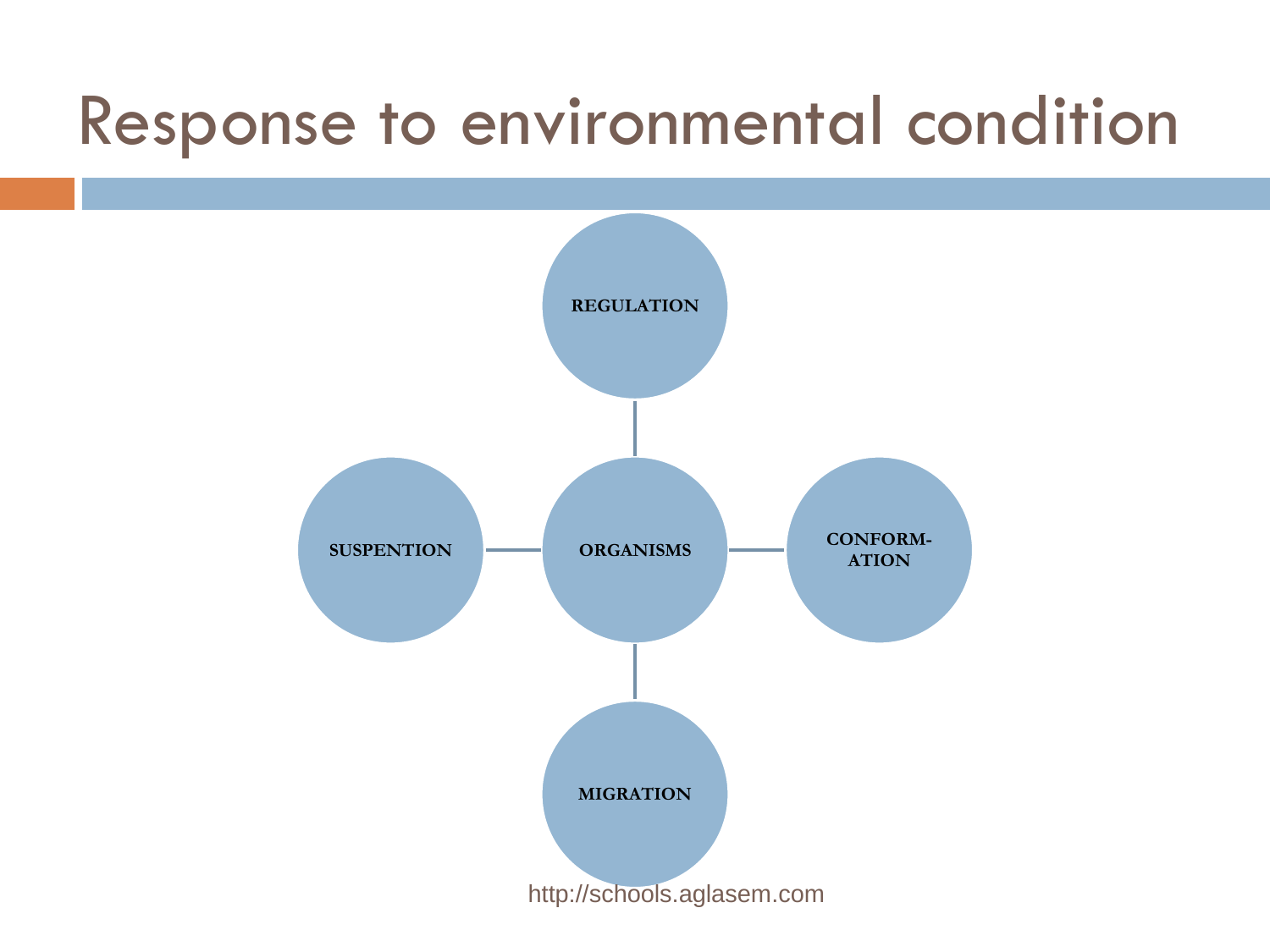# Response to environmental condition

- ORGANISMS
  - REGULATION
  - CONFORM-ATION
  - MIGRATION
  - SUSPENTION

http://schools.aglasem.com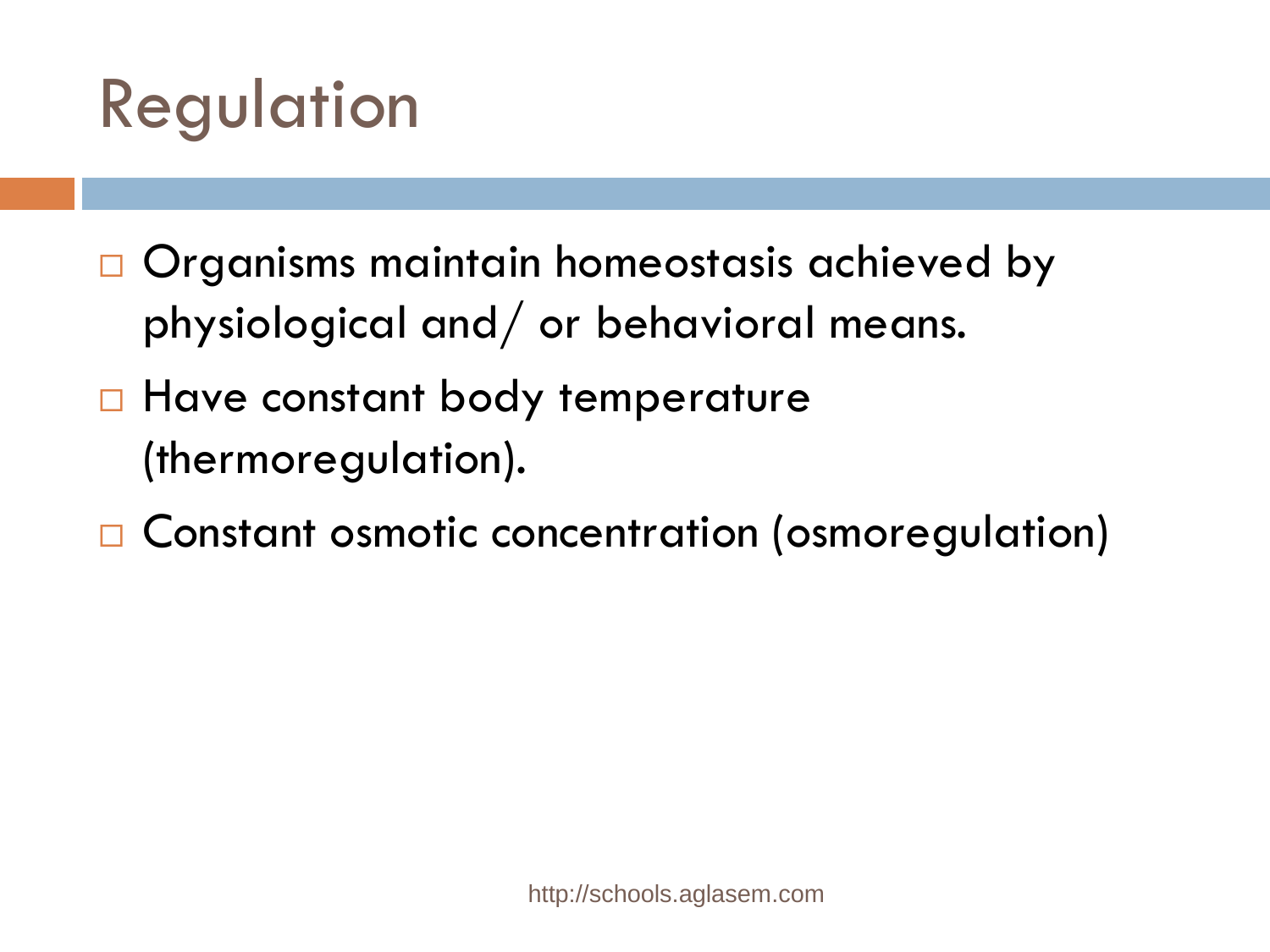# Regulation

- Organisms maintain homeostasis achieved by physiological and/ or behavioral means.
- Have constant body temperature (thermoregulation).
- Constant osmotic concentration (osmoregulation)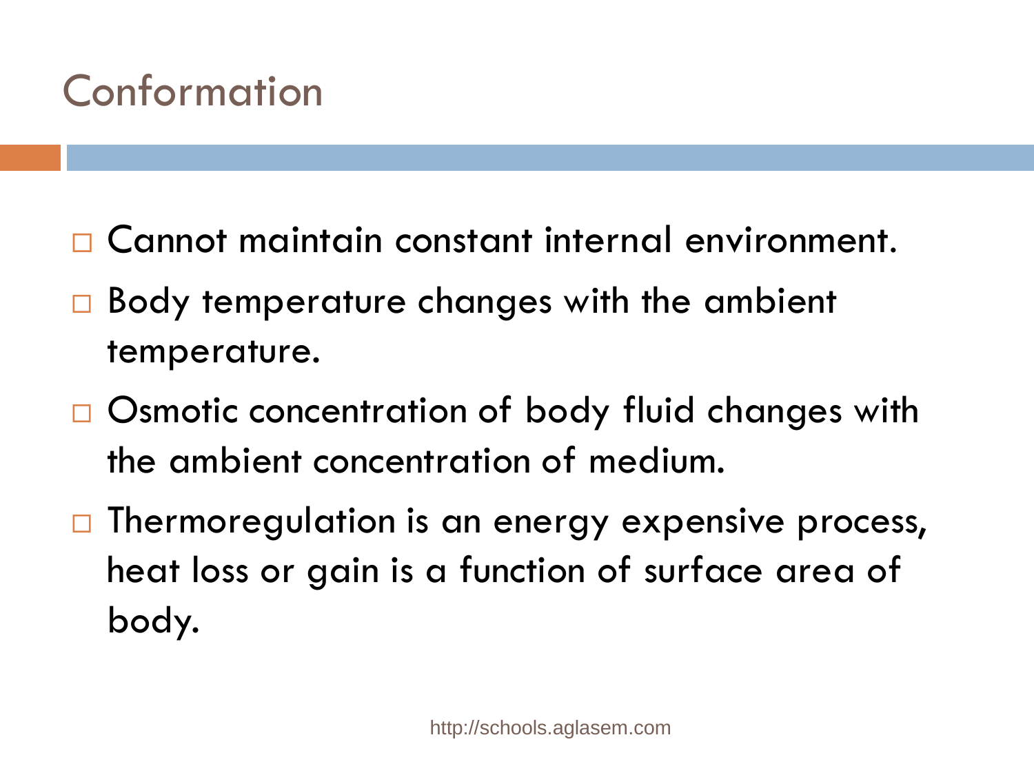# Conformation

- Cannot maintain constant internal environment.
- Body temperature changes with the ambient temperature.
- Osmotic concentration of body fluid changes with the ambient concentration of medium.
- Thermoregulation is an energy expensive process, heat loss or gain is a function of surface area of body.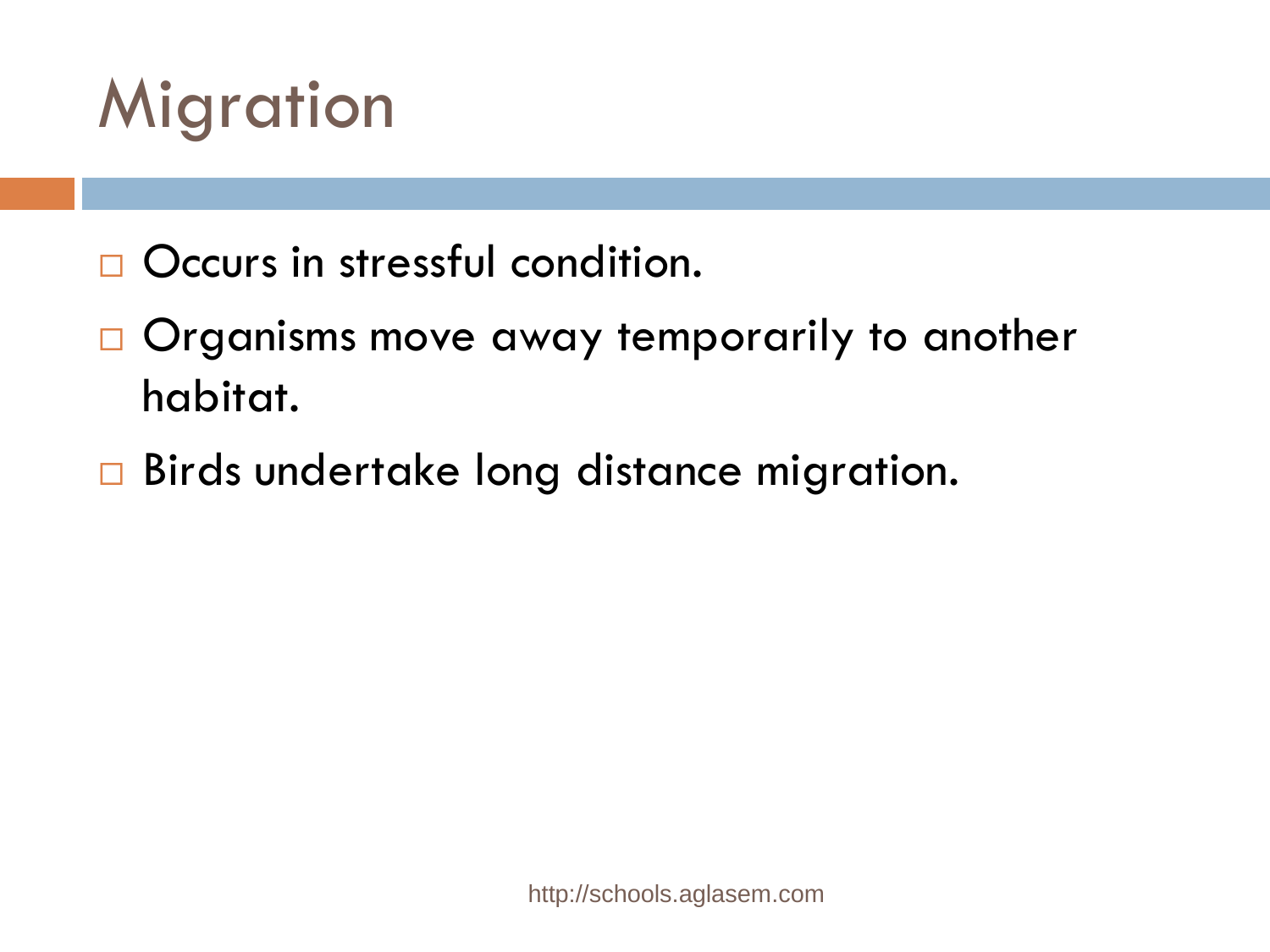# Migration

- Occurs in stressful condition.
- Organisms move away temporarily to another habitat.
- Birds undertake long distance migration.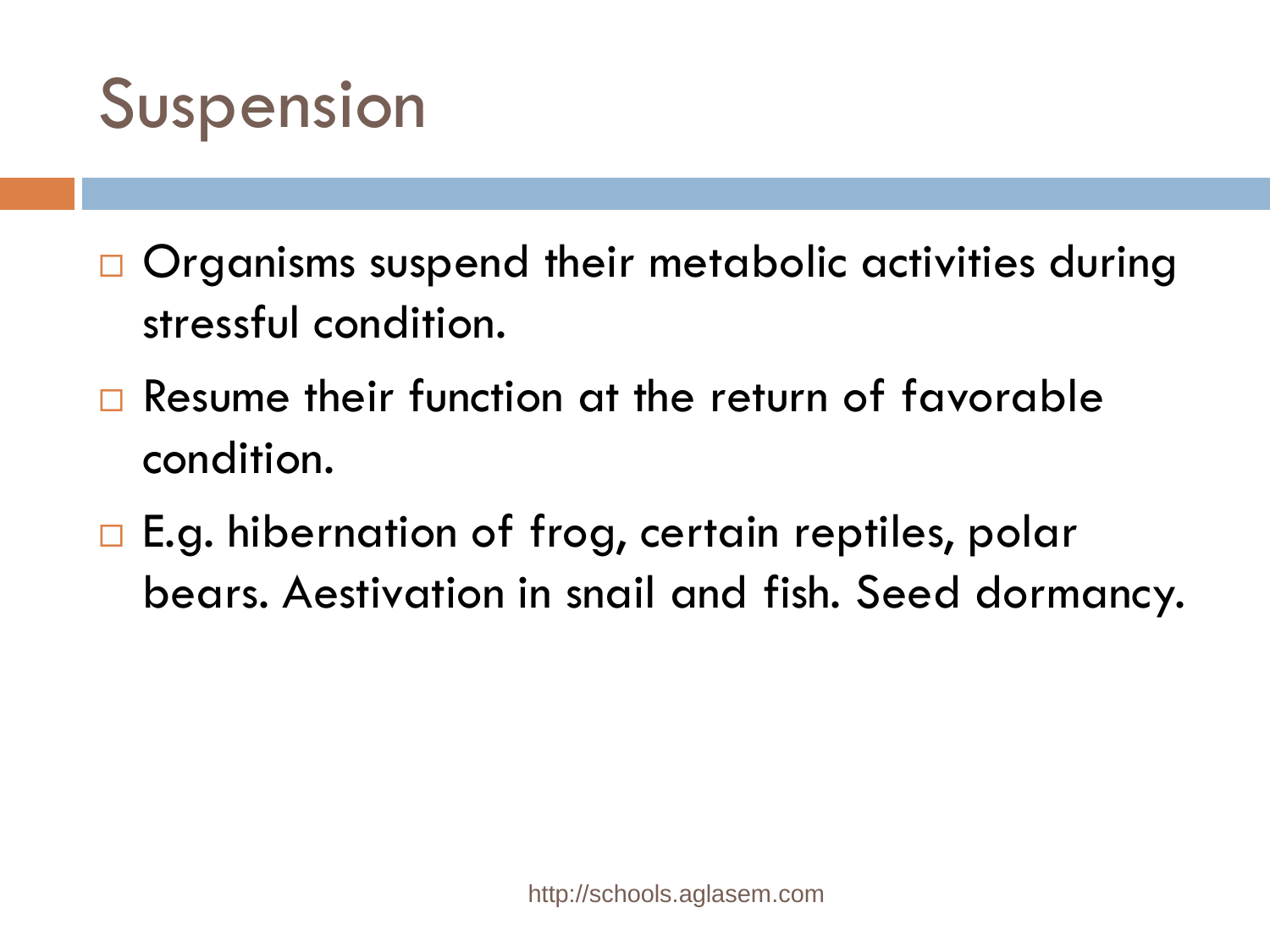# Suspension

- Organisms suspend their metabolic activities during stressful condition.
- Resume their function at the return of favorable condition.
- E.g. hibernation of frog, certain reptiles, polar bears. Aestivation in snail and fish. Seed dormancy.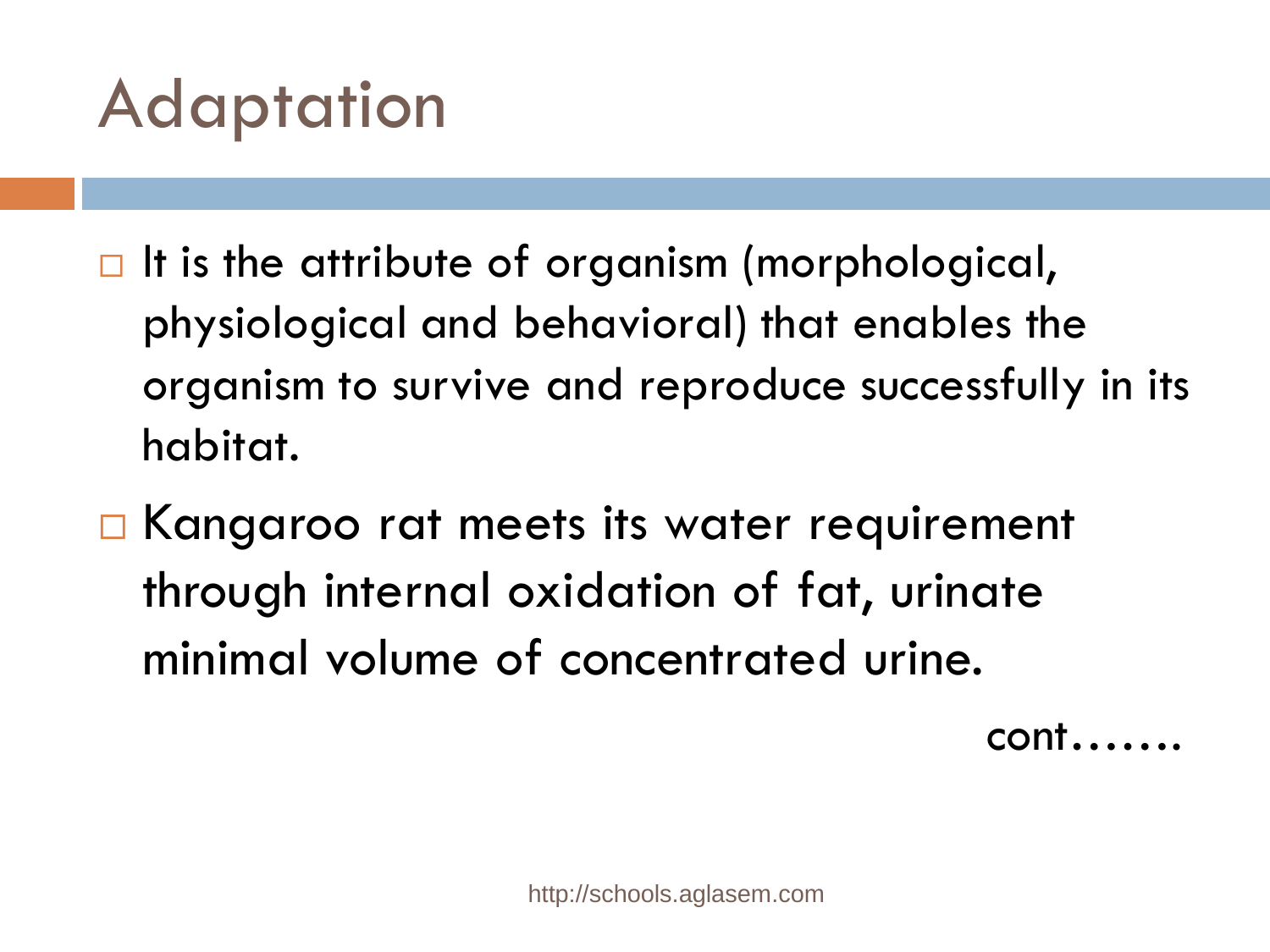# Adaptation

- It is the attribute of organism (morphological, physiological and behavioral) that enables the organism to survive and reproduce successfully in its habitat.
- Kangaroo rat meets its water requirement through internal oxidation of fat, urinate minimal volume of concentrated urine.

cont…….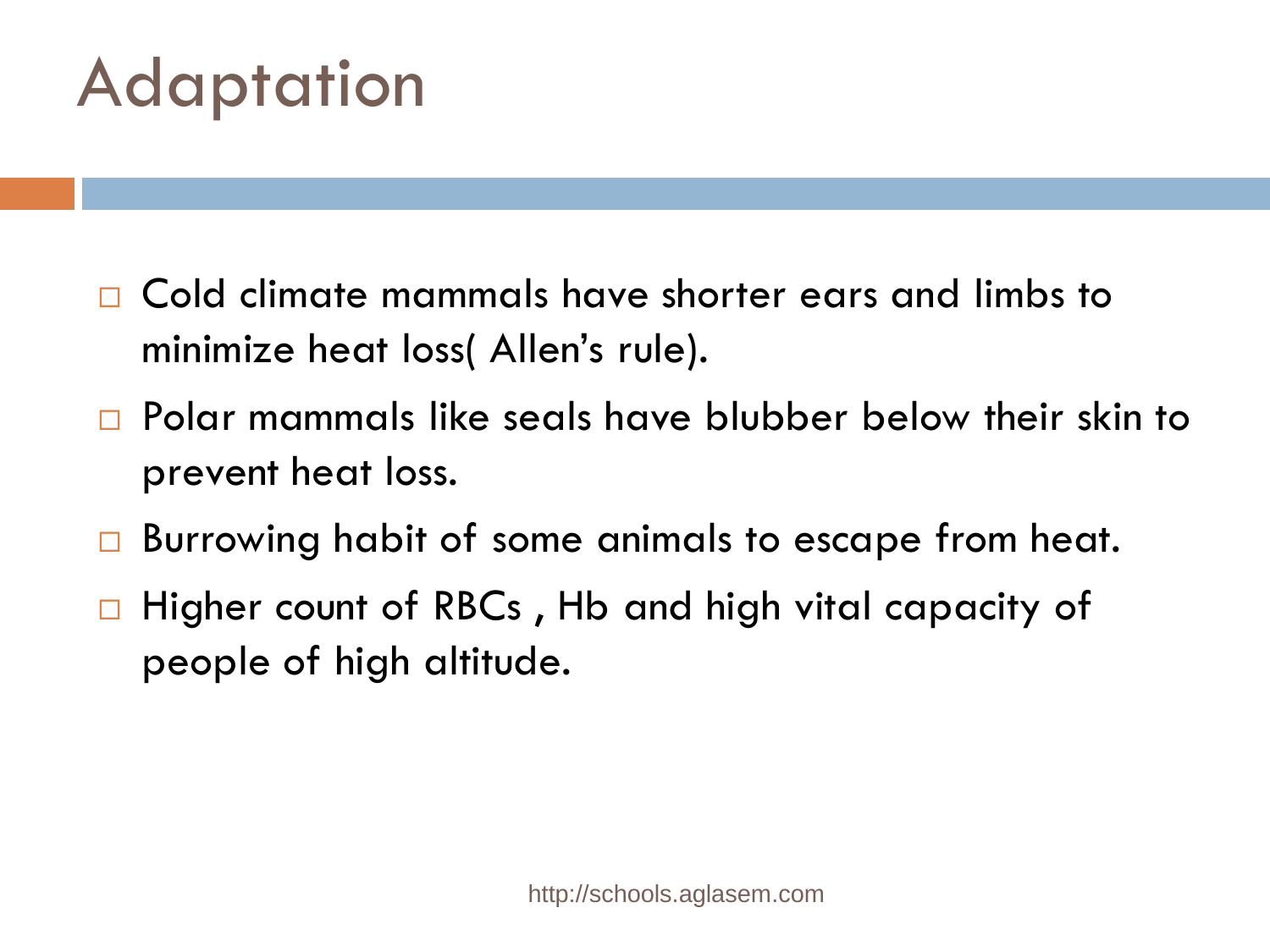# Adaptation

- Cold climate mammals have shorter ears and limbs to minimize heat loss( Allen's rule).
- Polar mammals like seals have blubber below their skin to prevent heat loss.
- Burrowing habit of some animals to escape from heat.
- Higher count of RBCs , Hb and high vital capacity of people of high altitude.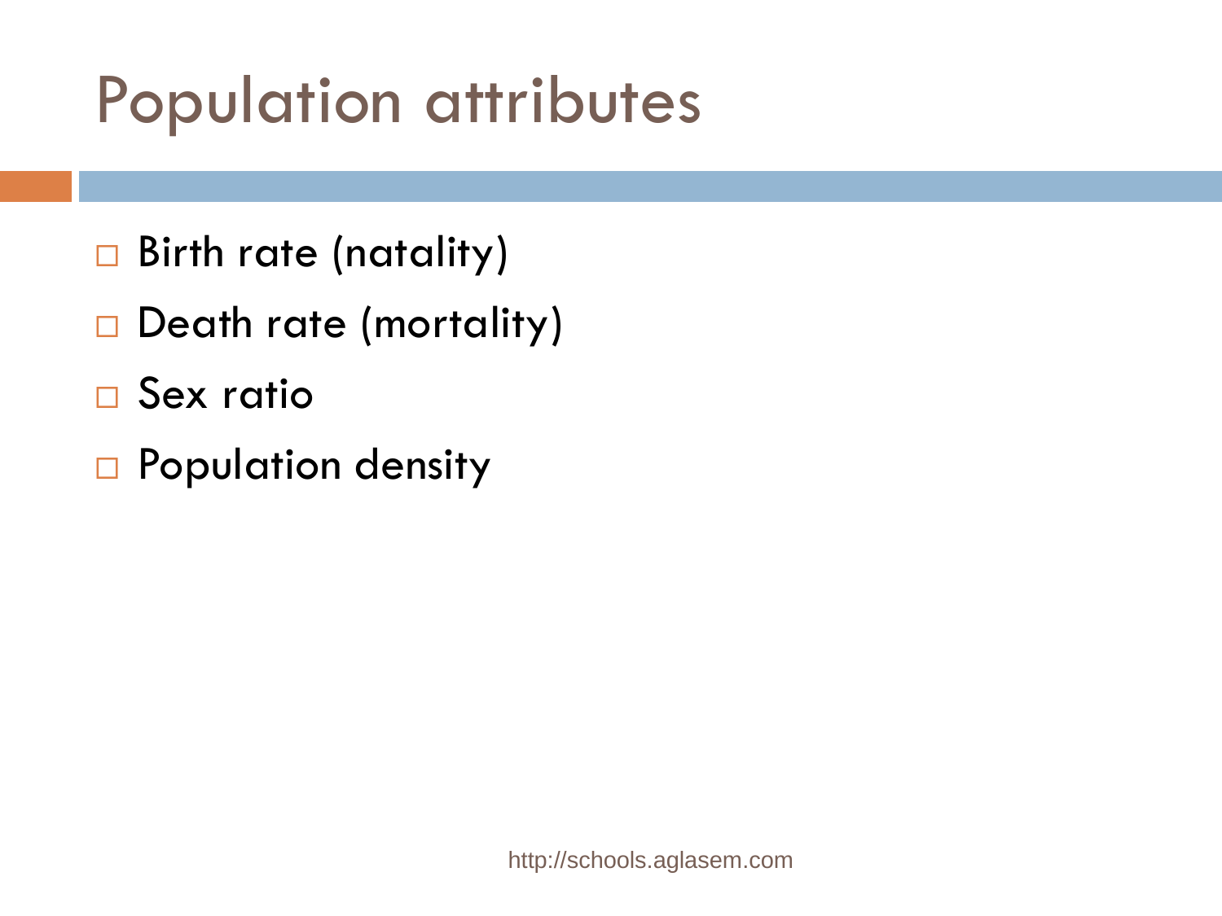# Population attributes

- Birth rate (natality)
- Death rate (mortality)
- Sex ratio
- Population density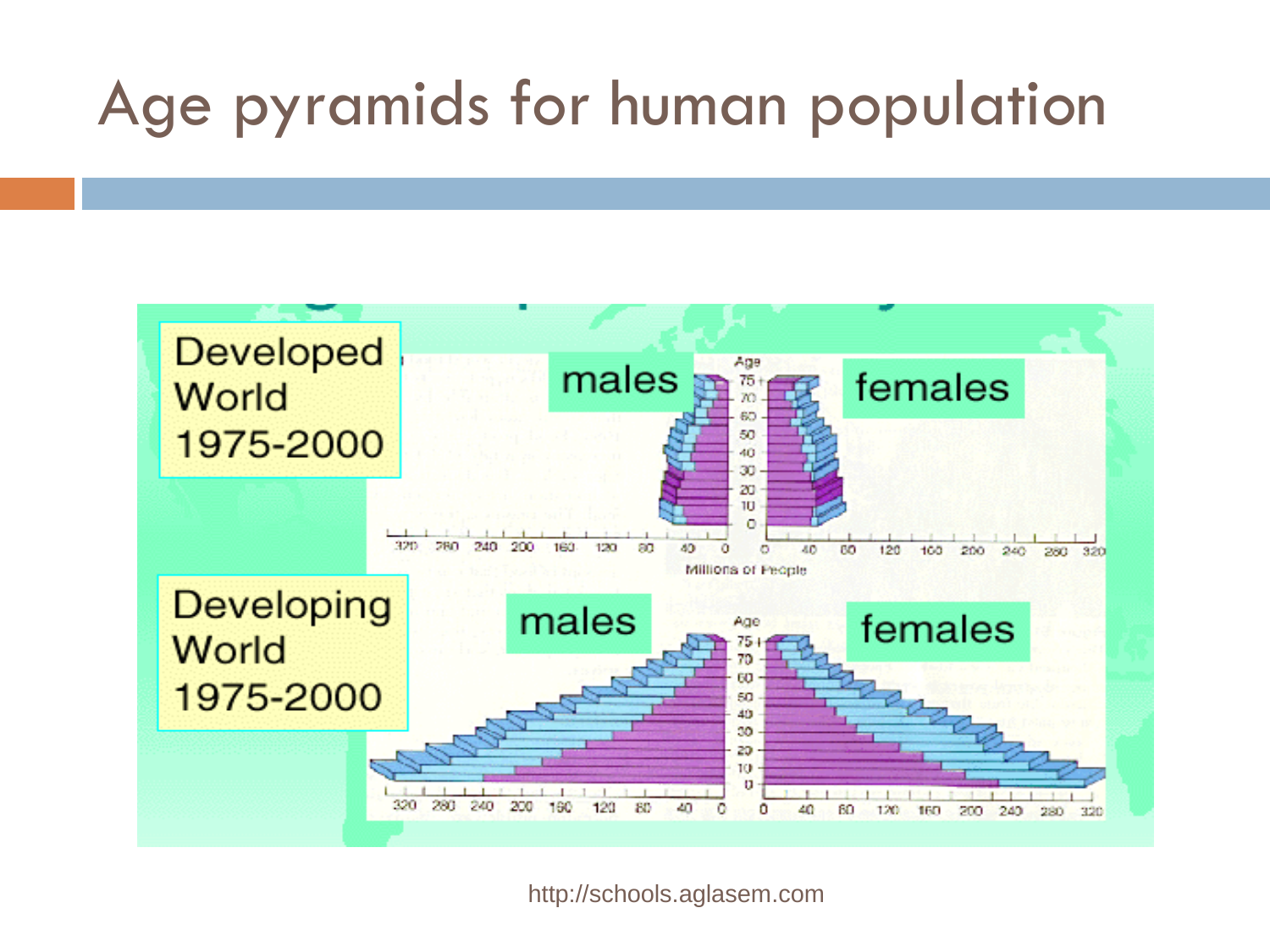# Age pyramids for human population

Developed World 1975-2000

males | females

Age: 75+, 70, 60, 50, 40, 30, 20, 10, 0

320 280 240 200 160 120 80 40 0 | 0 40 80 120 160 200 240 280 320

Millions of People

Developing World 1975-2000

males | females

Age: 75+, 70, 60, 50, 40, 30, 20, 10, 0

320 280 240 200 160 120 80 40 0 | 0 40 80 120 160 200 240 280 320

http://schools.aglasem.com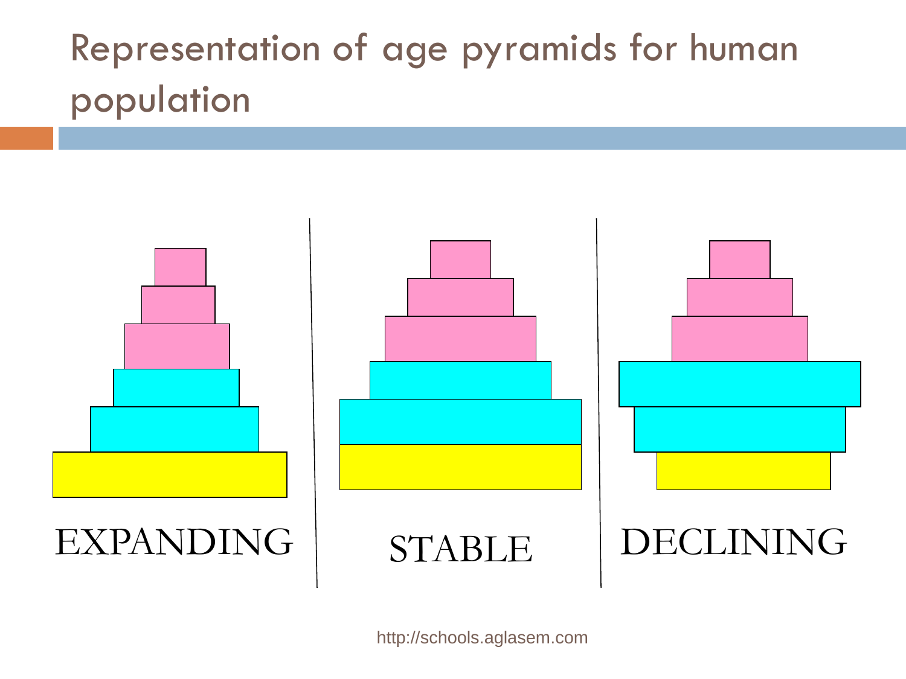# Representation of age pyramids for human population

EXPANDING

STABLE

DECLINING

http://schools.aglasem.com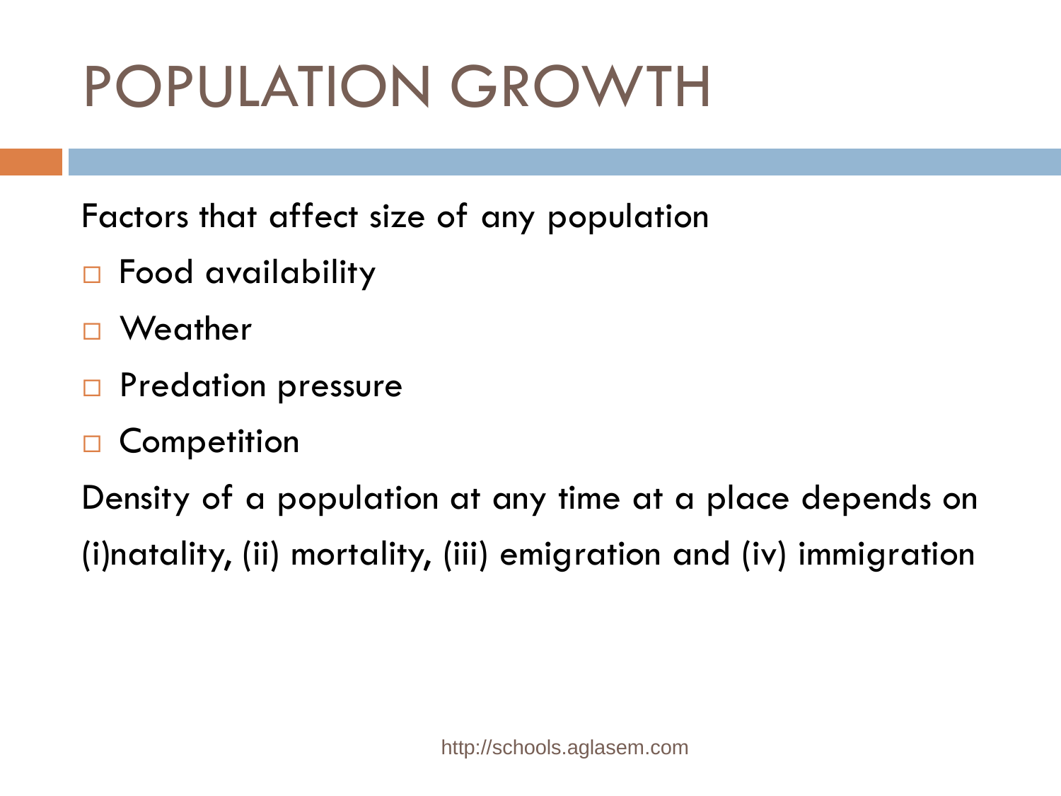# POPULATION GROWTH

Factors that affect size of any population

- Food availability
- Weather
- Predation pressure
- Competition

Density of a population at any time at a place depends on (i)natality, (ii) mortality, (iii) emigration and (iv) immigration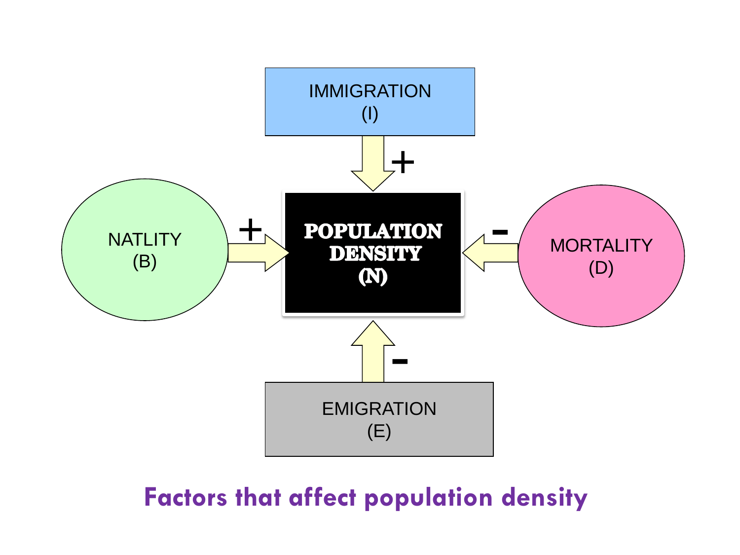IMMIGRATION
(I)

+

NATLITY
(B)

+

**POPULATION DENSITY (N)**

-

MORTALITY
(D)

-

EMIGRATION
(E)

**Factors that affect population density**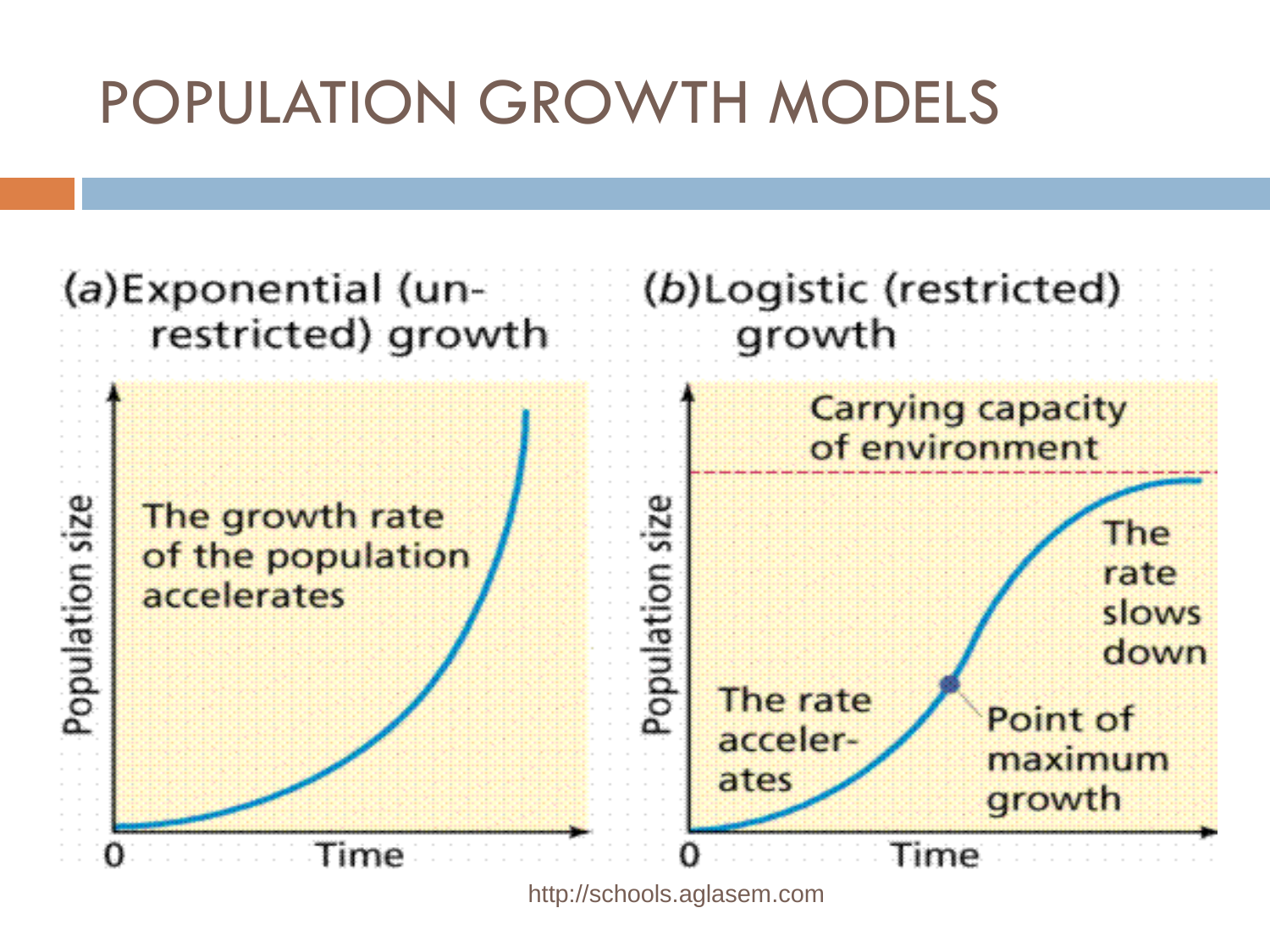# POPULATION GROWTH MODELS

(*a*) Exponential (un-restricted) growth

The growth rate of the population accelerates

Population size

0 Time

(*b*) Logistic (restricted) growth

Carrying capacity of environment

The rate slows down

The rate acceler-ates

Point of maximum growth

Population size

0 Time

http://schools.aglasem.com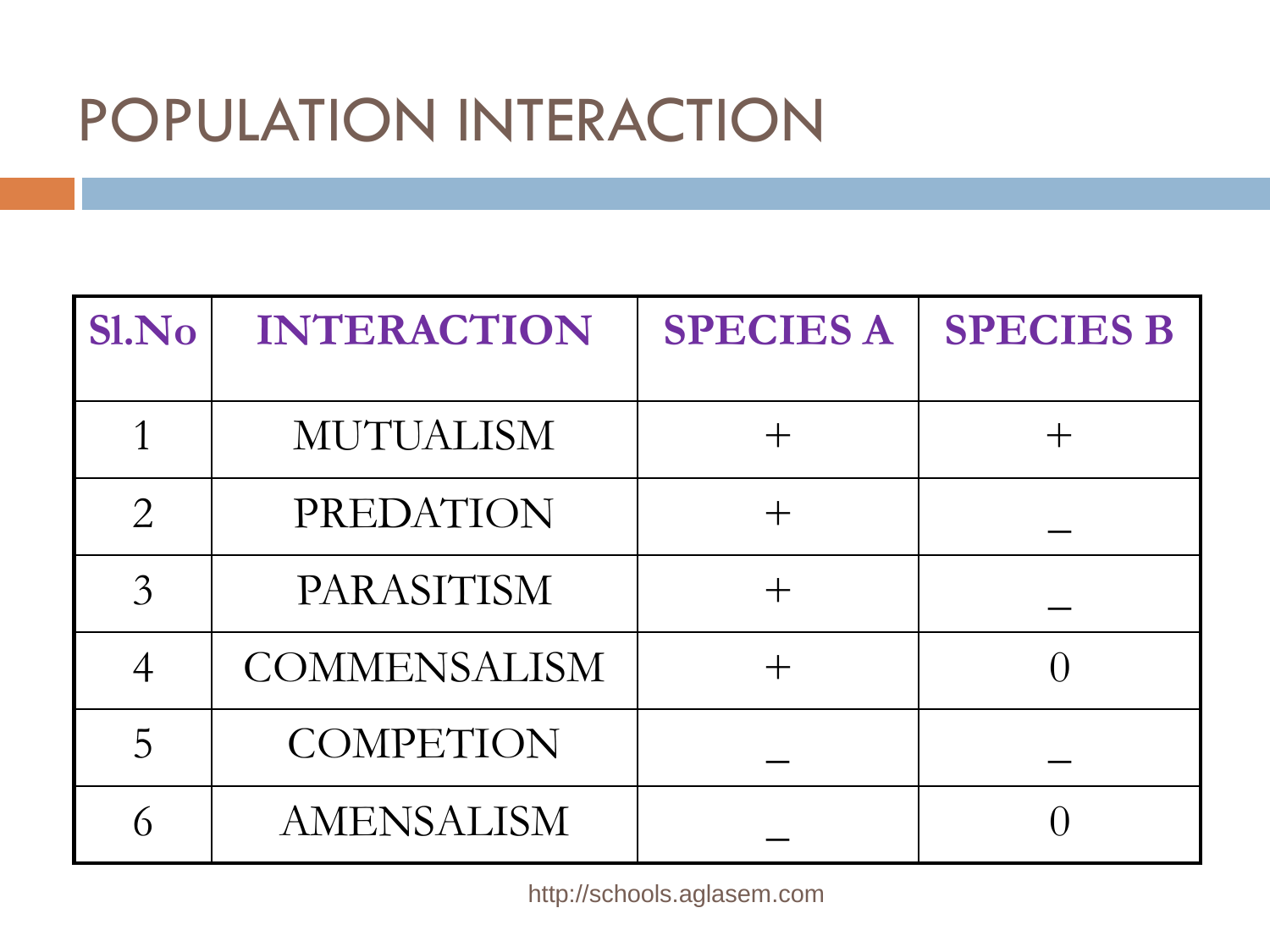# POPULATION INTERACTION

| Sl.No | INTERACTION | SPECIES A | SPECIES B |
|---|---|---|---|
| 1 | MUTUALISM | + | + |
| 2 | PREDATION | + | _ |
| 3 | PARASITISM | + | _ |
| 4 | COMMENSALISM | + | 0 |
| 5 | COMPETION | _ | _ |
| 6 | AMENSALISM | _ | 0 |

http://schools.aglasem.com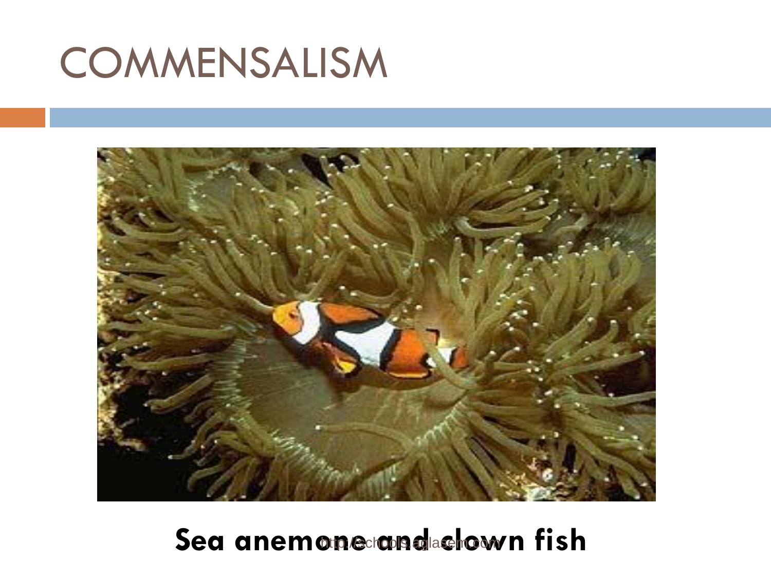# COMMENSALISM

**Sea anemone and clown fish**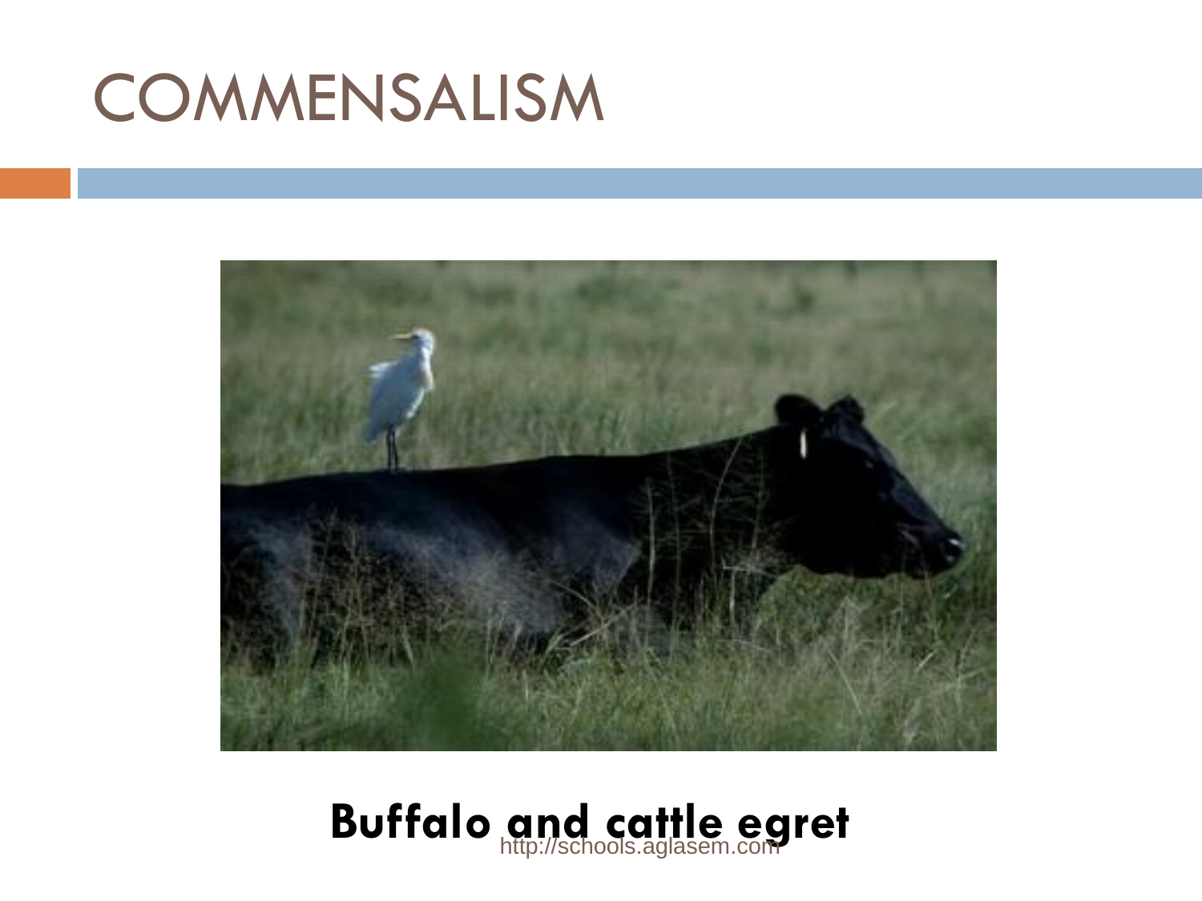# COMMENSALISM

**Buffalo and cattle egret**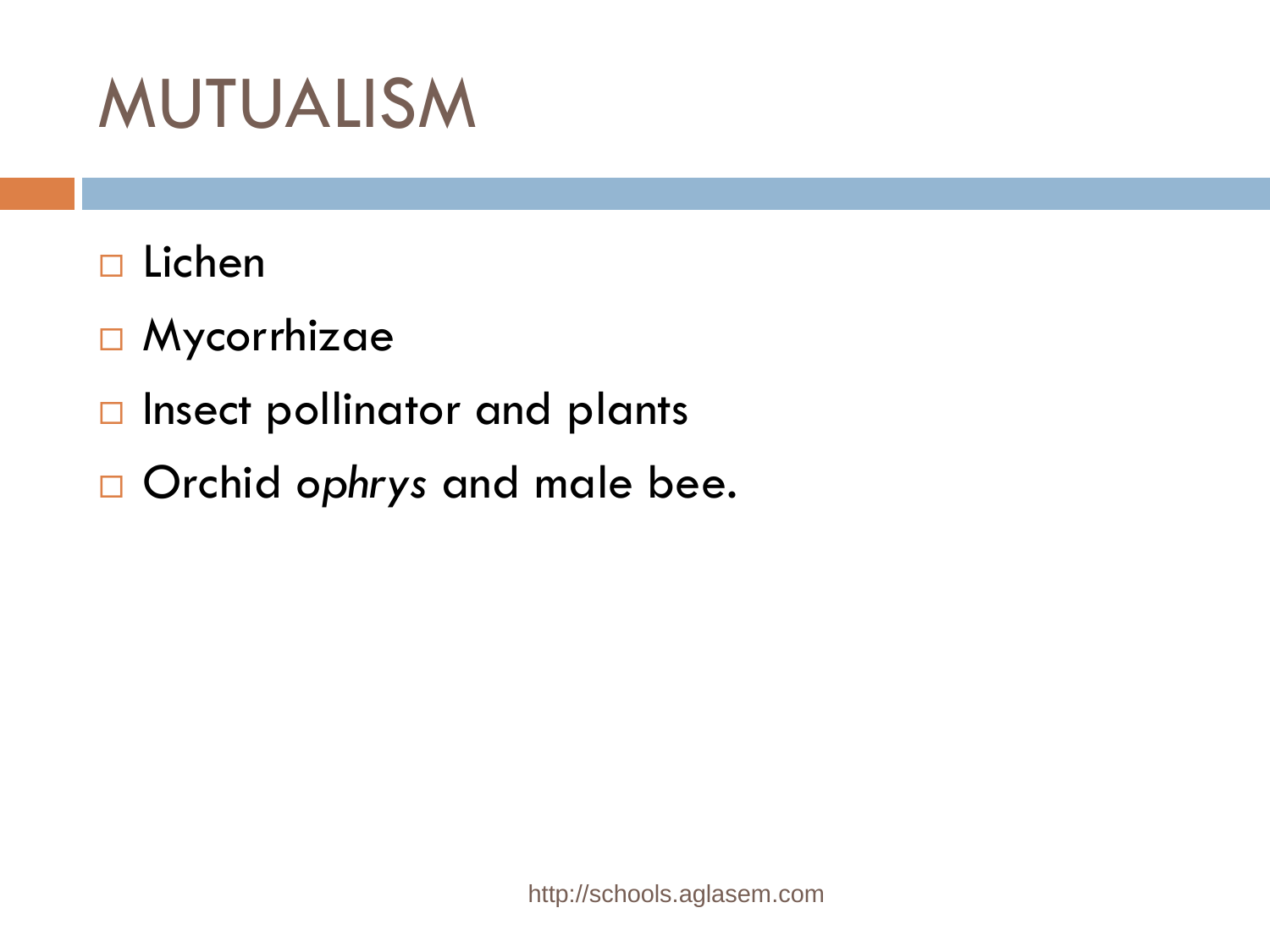# MUTUALISM

- Lichen
- Mycorrhizae
- Insect pollinator and plants
- Orchid *ophrys* and male bee.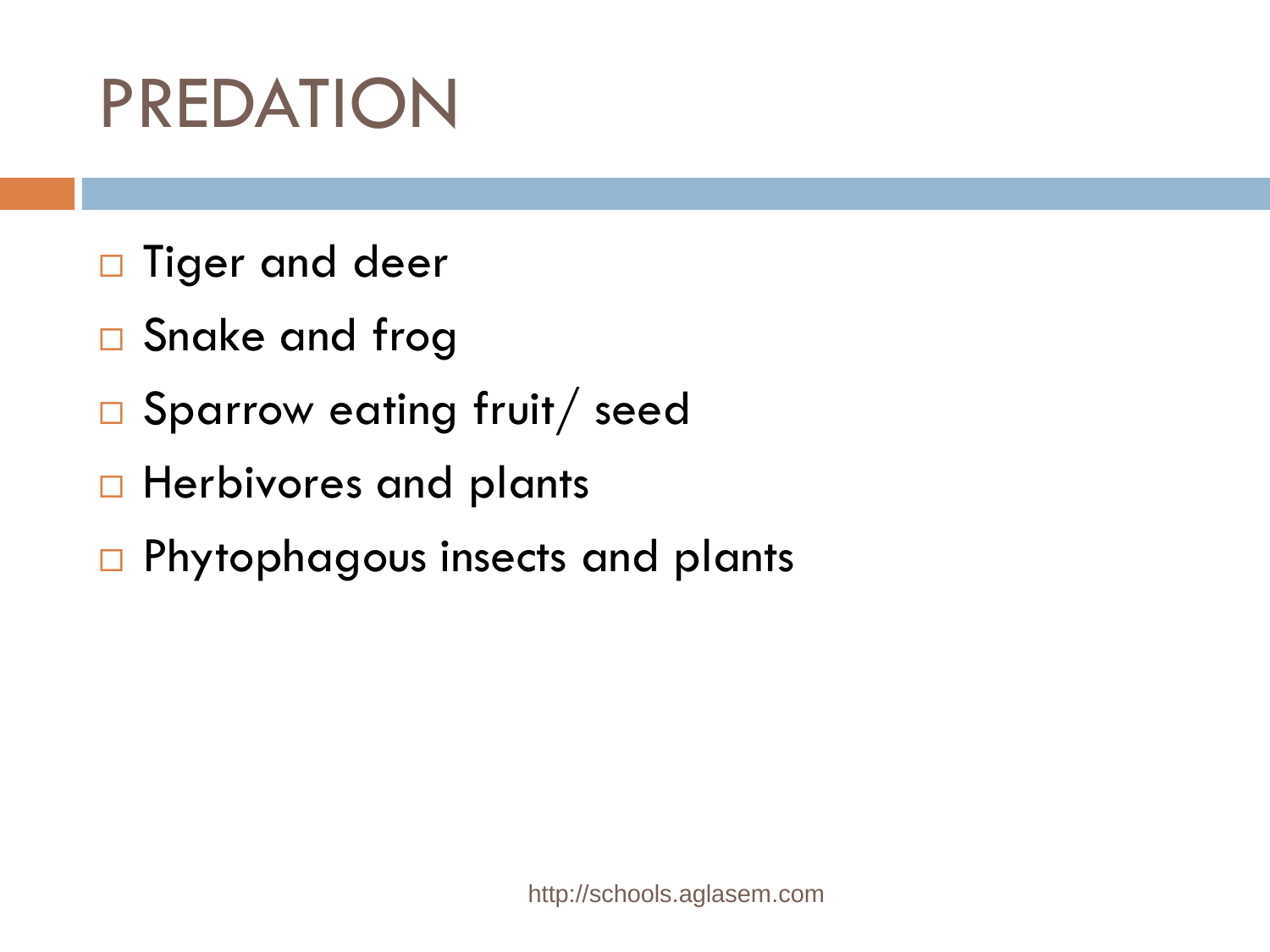# PREDATION

- Tiger and deer
- Snake and frog
- Sparrow eating fruit/ seed
- Herbivores and plants
- Phytophagous insects and plants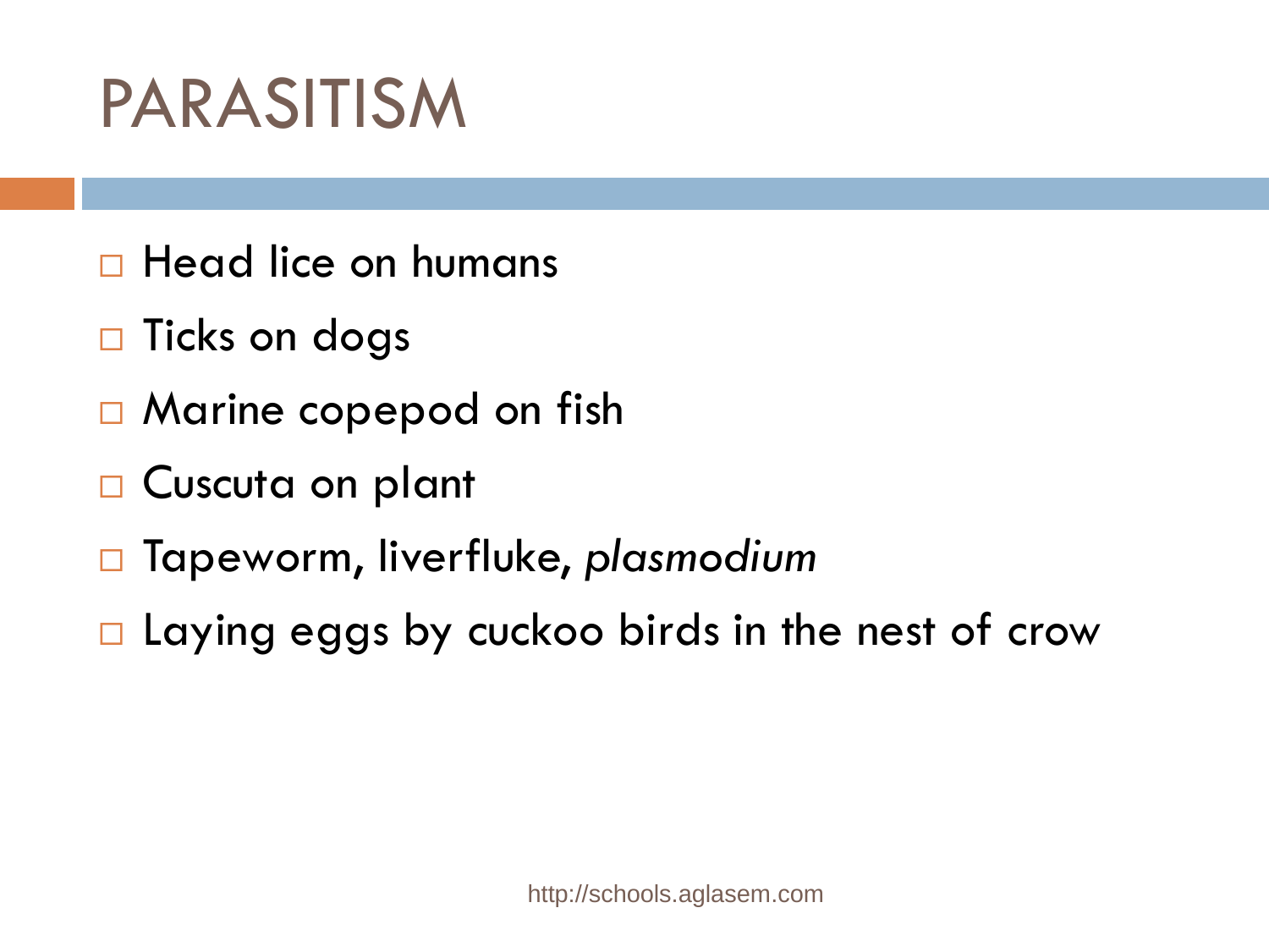# PARASITISM

- Head lice on humans
- Ticks on dogs
- Marine copepod on fish
- Cuscuta on plant
- Tapeworm, liverfluke, *plasmodium*
- Laying eggs by cuckoo birds in the nest of crow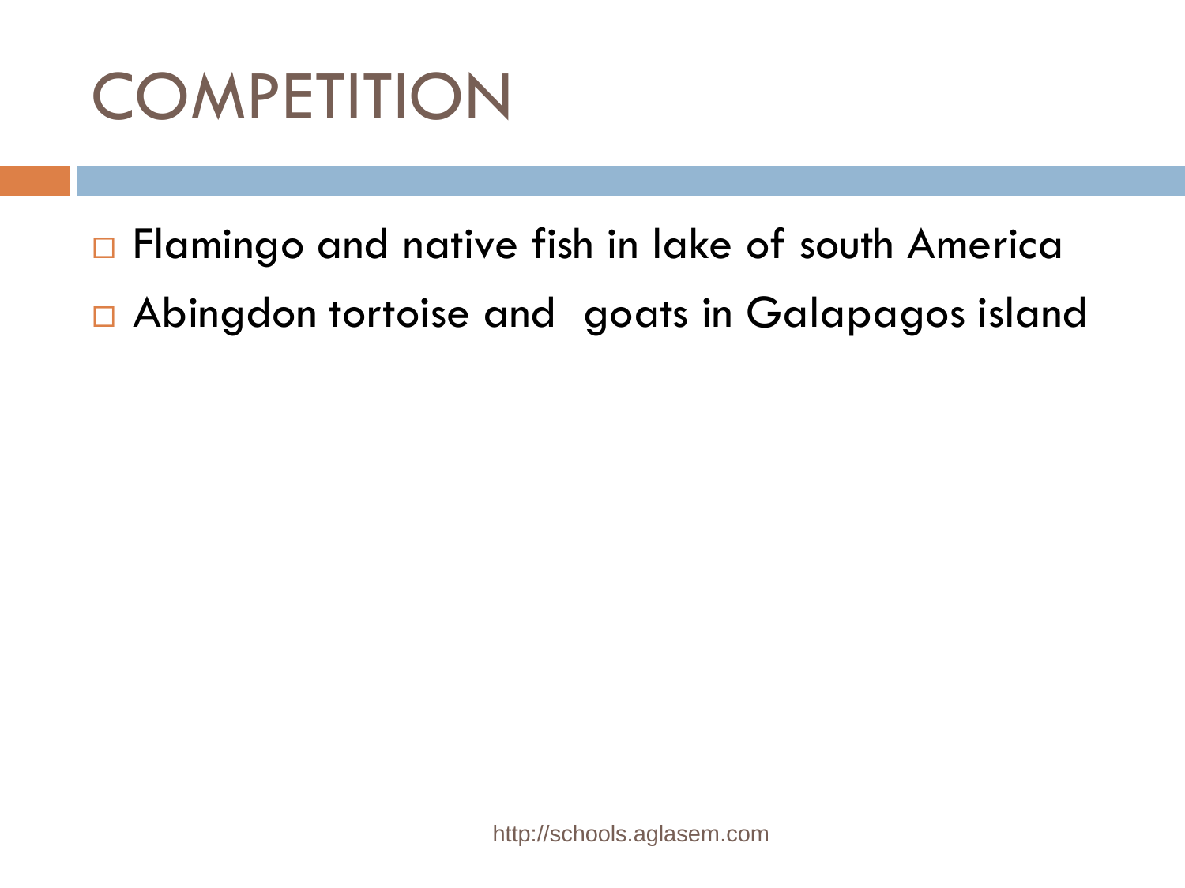# COMPETITION

- Flamingo and native fish in lake of south America
- Abingdon tortoise and goats in Galapagos island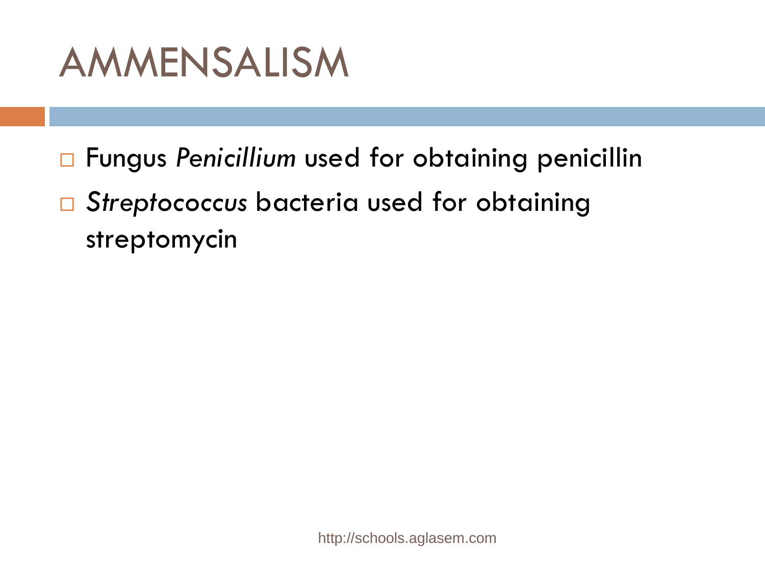# AMMENSALISM

- Fungus *Penicillium* used for obtaining penicillin
- *Streptococcus* bacteria used for obtaining streptomycin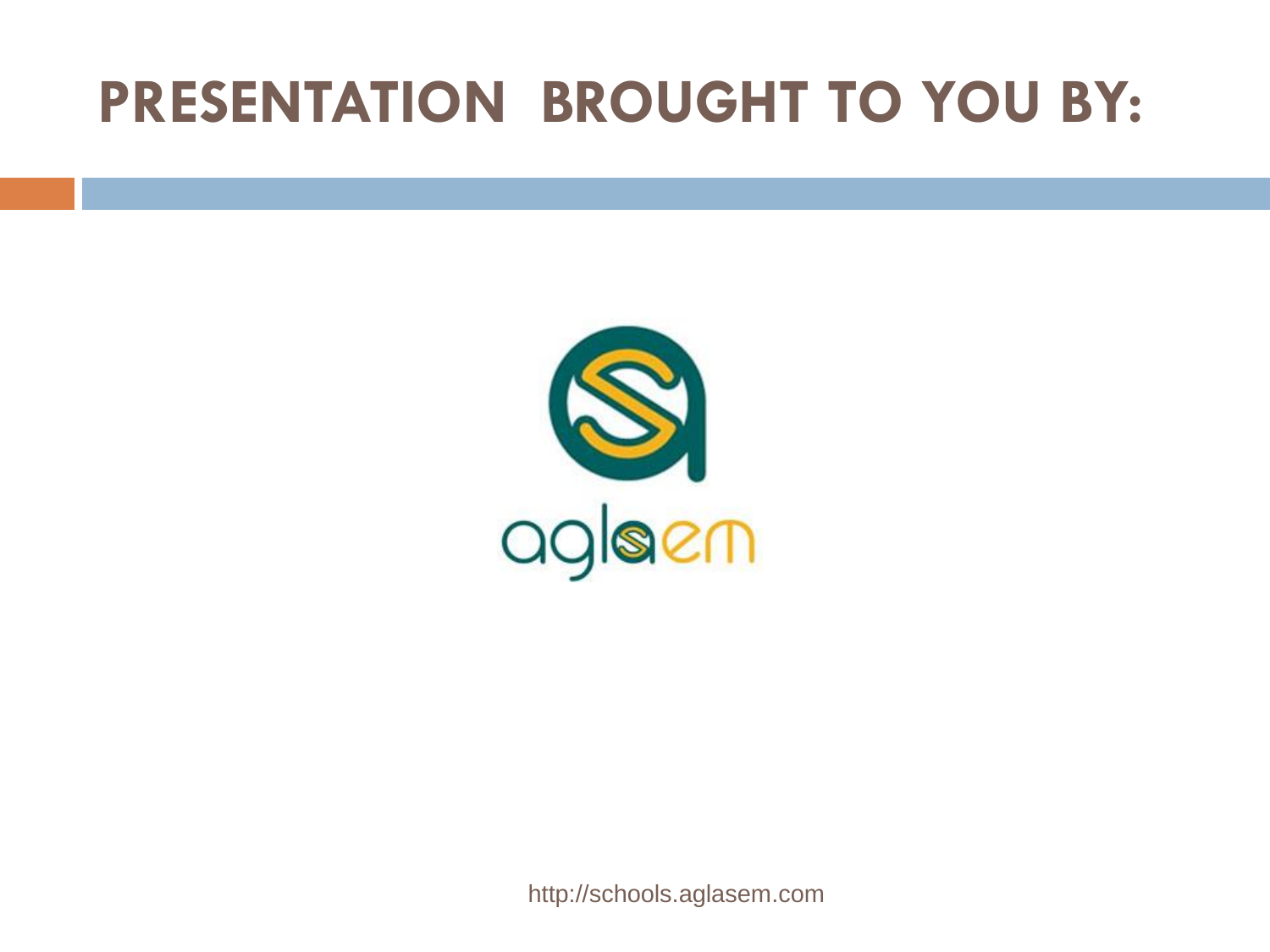# PRESENTATION BROUGHT TO YOU BY:

aglasem

http://schools.aglasem.com